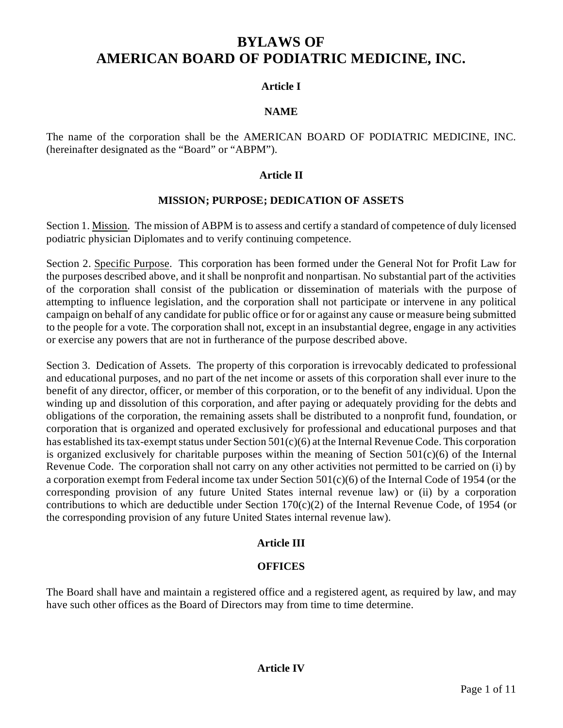# BYLAWS OF
# AMERICAN BOARD OF PODIATRIC MEDICINE, INC.

## Article I

## NAME

The name of the corporation shall be the AMERICAN BOARD OF PODIATRIC MEDICINE, INC. (hereinafter designated as the "Board" or "ABPM").

## Article II

## MISSION; PURPOSE; DEDICATION OF ASSETS

Section 1. Mission. The mission of ABPM is to assess and certify a standard of competence of duly licensed podiatric physician Diplomates and to verify continuing competence.

Section 2. Specific Purpose. This corporation has been formed under the General Not for Profit Law for the purposes described above, and it shall be nonprofit and nonpartisan. No substantial part of the activities of the corporation shall consist of the publication or dissemination of materials with the purpose of attempting to influence legislation, and the corporation shall not participate or intervene in any political campaign on behalf of any candidate for public office or for or against any cause or measure being submitted to the people for a vote. The corporation shall not, except in an insubstantial degree, engage in any activities or exercise any powers that are not in furtherance of the purpose described above.

Section 3. Dedication of Assets. The property of this corporation is irrevocably dedicated to professional and educational purposes, and no part of the net income or assets of this corporation shall ever inure to the benefit of any director, officer, or member of this corporation, or to the benefit of any individual. Upon the winding up and dissolution of this corporation, and after paying or adequately providing for the debts and obligations of the corporation, the remaining assets shall be distributed to a nonprofit fund, foundation, or corporation that is organized and operated exclusively for professional and educational purposes and that has established its tax-exempt status under Section 501(c)(6) at the Internal Revenue Code. This corporation is organized exclusively for charitable purposes within the meaning of Section 501(c)(6) of the Internal Revenue Code. The corporation shall not carry on any other activities not permitted to be carried on (i) by a corporation exempt from Federal income tax under Section 501(c)(6) of the Internal Code of 1954 (or the corresponding provision of any future United States internal revenue law) or (ii) by a corporation contributions to which are deductible under Section 170(c)(2) of the Internal Revenue Code, of 1954 (or the corresponding provision of any future United States internal revenue law).

## Article III

## OFFICES

The Board shall have and maintain a registered office and a registered agent, as required by law, and may have such other offices as the Board of Directors may from time to time determine.

## Article IV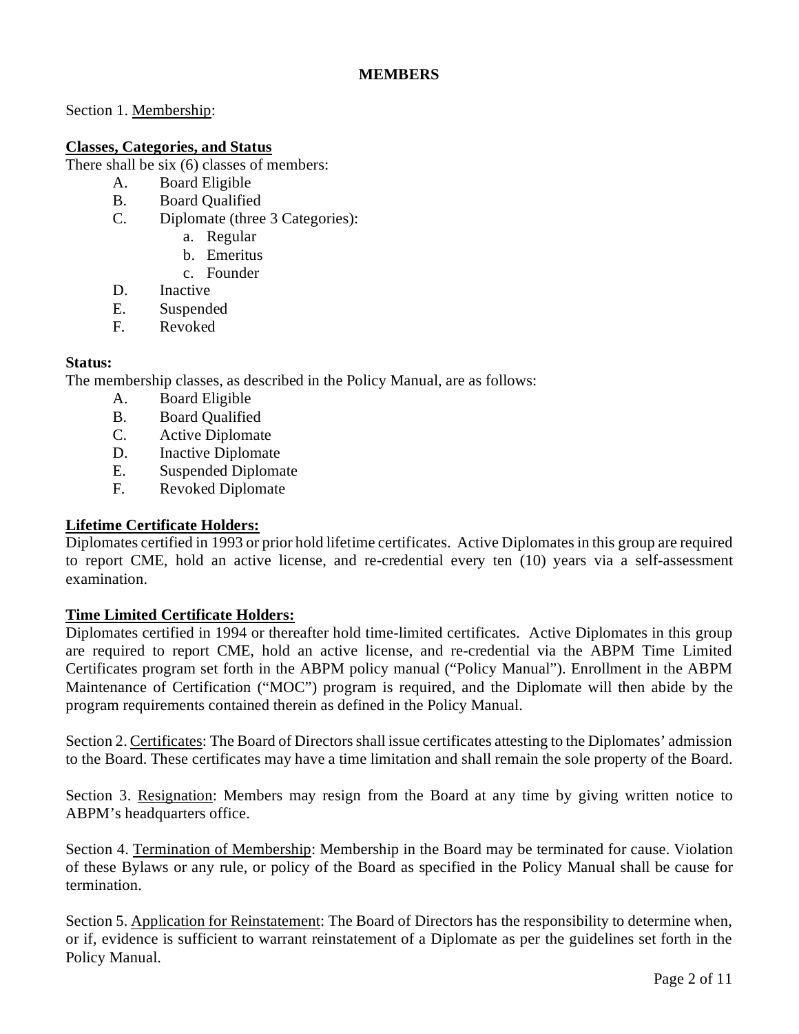## MEMBERS

Section 1. Membership:

**Classes, Categories, and Status**

There shall be six (6) classes of members:

- A. Board Eligible
- B. Board Qualified
- C. Diplomate (three 3 Categories):
  - a. Regular
  - b. Emeritus
  - c. Founder
- D. Inactive
- E. Suspended
- F. Revoked

**Status:**

The membership classes, as described in the Policy Manual, are as follows:

- A. Board Eligible
- B. Board Qualified
- C. Active Diplomate
- D. Inactive Diplomate
- E. Suspended Diplomate
- F. Revoked Diplomate

**Lifetime Certificate Holders:**

Diplomates certified in 1993 or prior hold lifetime certificates. Active Diplomates in this group are required to report CME, hold an active license, and re-credential every ten (10) years via a self-assessment examination.

**Time Limited Certificate Holders:**

Diplomates certified in 1994 or thereafter hold time-limited certificates. Active Diplomates in this group are required to report CME, hold an active license, and re-credential via the ABPM Time Limited Certificates program set forth in the ABPM policy manual ("Policy Manual"). Enrollment in the ABPM Maintenance of Certification ("MOC") program is required, and the Diplomate will then abide by the program requirements contained therein as defined in the Policy Manual.

Section 2. Certificates: The Board of Directors shall issue certificates attesting to the Diplomates' admission to the Board. These certificates may have a time limitation and shall remain the sole property of the Board.

Section 3. Resignation: Members may resign from the Board at any time by giving written notice to ABPM's headquarters office.

Section 4. Termination of Membership: Membership in the Board may be terminated for cause. Violation of these Bylaws or any rule, or policy of the Board as specified in the Policy Manual shall be cause for termination.

Section 5. Application for Reinstatement: The Board of Directors has the responsibility to determine when, or if, evidence is sufficient to warrant reinstatement of a Diplomate as per the guidelines set forth in the Policy Manual.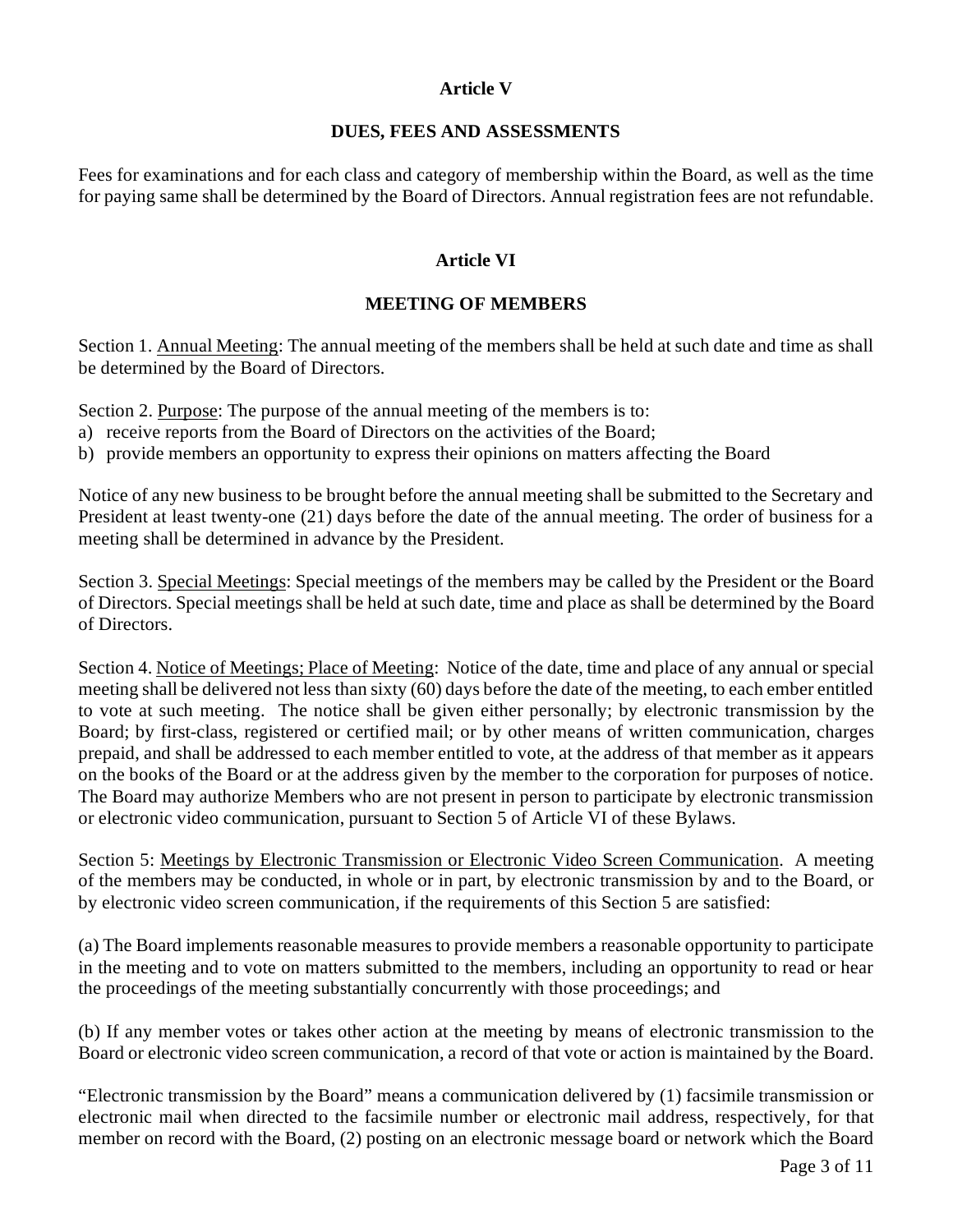## Article V

### DUES, FEES AND ASSESSMENTS

Fees for examinations and for each class and category of membership within the Board, as well as the time for paying same shall be determined by the Board of Directors. Annual registration fees are not refundable.

## Article VI

### MEETING OF MEMBERS

Section 1. Annual Meeting: The annual meeting of the members shall be held at such date and time as shall be determined by the Board of Directors.

Section 2. Purpose: The purpose of the annual meeting of the members is to:

a) receive reports from the Board of Directors on the activities of the Board;
b) provide members an opportunity to express their opinions on matters affecting the Board

Notice of any new business to be brought before the annual meeting shall be submitted to the Secretary and President at least twenty-one (21) days before the date of the annual meeting. The order of business for a meeting shall be determined in advance by the President.

Section 3. Special Meetings: Special meetings of the members may be called by the President or the Board of Directors. Special meetings shall be held at such date, time and place as shall be determined by the Board of Directors.

Section 4. Notice of Meetings; Place of Meeting: Notice of the date, time and place of any annual or special meeting shall be delivered not less than sixty (60) days before the date of the meeting, to each ember entitled to vote at such meeting. The notice shall be given either personally; by electronic transmission by the Board; by first-class, registered or certified mail; or by other means of written communication, charges prepaid, and shall be addressed to each member entitled to vote, at the address of that member as it appears on the books of the Board or at the address given by the member to the corporation for purposes of notice. The Board may authorize Members who are not present in person to participate by electronic transmission or electronic video communication, pursuant to Section 5 of Article VI of these Bylaws.

Section 5: Meetings by Electronic Transmission or Electronic Video Screen Communication. A meeting of the members may be conducted, in whole or in part, by electronic transmission by and to the Board, or by electronic video screen communication, if the requirements of this Section 5 are satisfied:

(a) The Board implements reasonable measures to provide members a reasonable opportunity to participate in the meeting and to vote on matters submitted to the members, including an opportunity to read or hear the proceedings of the meeting substantially concurrently with those proceedings; and

(b) If any member votes or takes other action at the meeting by means of electronic transmission to the Board or electronic video screen communication, a record of that vote or action is maintained by the Board.

"Electronic transmission by the Board" means a communication delivered by (1) facsimile transmission or electronic mail when directed to the facsimile number or electronic mail address, respectively, for that member on record with the Board, (2) posting on an electronic message board or network which the Board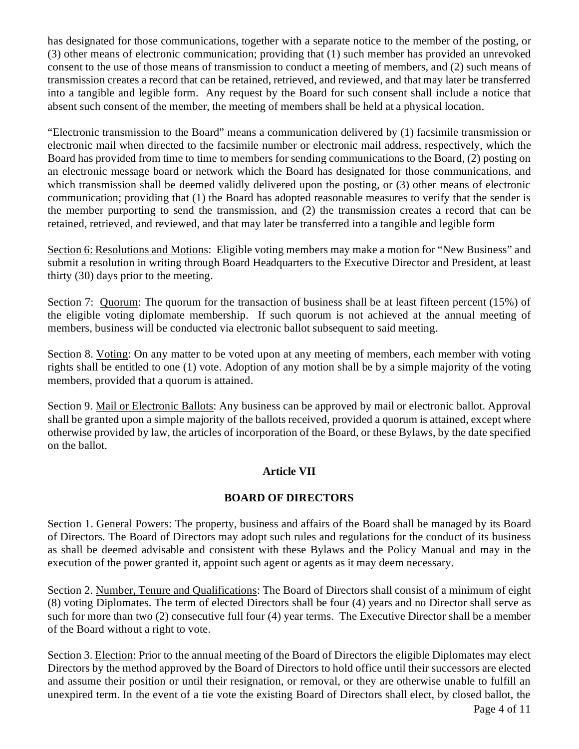has designated for those communications, together with a separate notice to the member of the posting, or (3) other means of electronic communication; providing that (1) such member has provided an unrevoked consent to the use of those means of transmission to conduct a meeting of members, and (2) such means of transmission creates a record that can be retained, retrieved, and reviewed, and that may later be transferred into a tangible and legible form. Any request by the Board for such consent shall include a notice that absent such consent of the member, the meeting of members shall be held at a physical location.

"Electronic transmission to the Board" means a communication delivered by (1) facsimile transmission or electronic mail when directed to the facsimile number or electronic mail address, respectively, which the Board has provided from time to time to members for sending communications to the Board, (2) posting on an electronic message board or network which the Board has designated for those communications, and which transmission shall be deemed validly delivered upon the posting, or (3) other means of electronic communication; providing that (1) the Board has adopted reasonable measures to verify that the sender is the member purporting to send the transmission, and (2) the transmission creates a record that can be retained, retrieved, and reviewed, and that may later be transferred into a tangible and legible form

Section 6: Resolutions and Motions: Eligible voting members may make a motion for "New Business" and submit a resolution in writing through Board Headquarters to the Executive Director and President, at least thirty (30) days prior to the meeting.

Section 7: Quorum: The quorum for the transaction of business shall be at least fifteen percent (15%) of the eligible voting diplomate membership. If such quorum is not achieved at the annual meeting of members, business will be conducted via electronic ballot subsequent to said meeting.

Section 8. Voting: On any matter to be voted upon at any meeting of members, each member with voting rights shall be entitled to one (1) vote. Adoption of any motion shall be by a simple majority of the voting members, provided that a quorum is attained.

Section 9. Mail or Electronic Ballots: Any business can be approved by mail or electronic ballot. Approval shall be granted upon a simple majority of the ballots received, provided a quorum is attained, except where otherwise provided by law, the articles of incorporation of the Board, or these Bylaws, by the date specified on the ballot.

## Article VII

## BOARD OF DIRECTORS

Section 1. General Powers: The property, business and affairs of the Board shall be managed by its Board of Directors. The Board of Directors may adopt such rules and regulations for the conduct of its business as shall be deemed advisable and consistent with these Bylaws and the Policy Manual and may in the execution of the power granted it, appoint such agent or agents as it may deem necessary.

Section 2. Number, Tenure and Qualifications: The Board of Directors shall consist of a minimum of eight (8) voting Diplomates. The term of elected Directors shall be four (4) years and no Director shall serve as such for more than two (2) consecutive full four (4) year terms. The Executive Director shall be a member of the Board without a right to vote.

Section 3. Election: Prior to the annual meeting of the Board of Directors the eligible Diplomates may elect Directors by the method approved by the Board of Directors to hold office until their successors are elected and assume their position or until their resignation, or removal, or they are otherwise unable to fulfill an unexpired term. In the event of a tie vote the existing Board of Directors shall elect, by closed ballot, the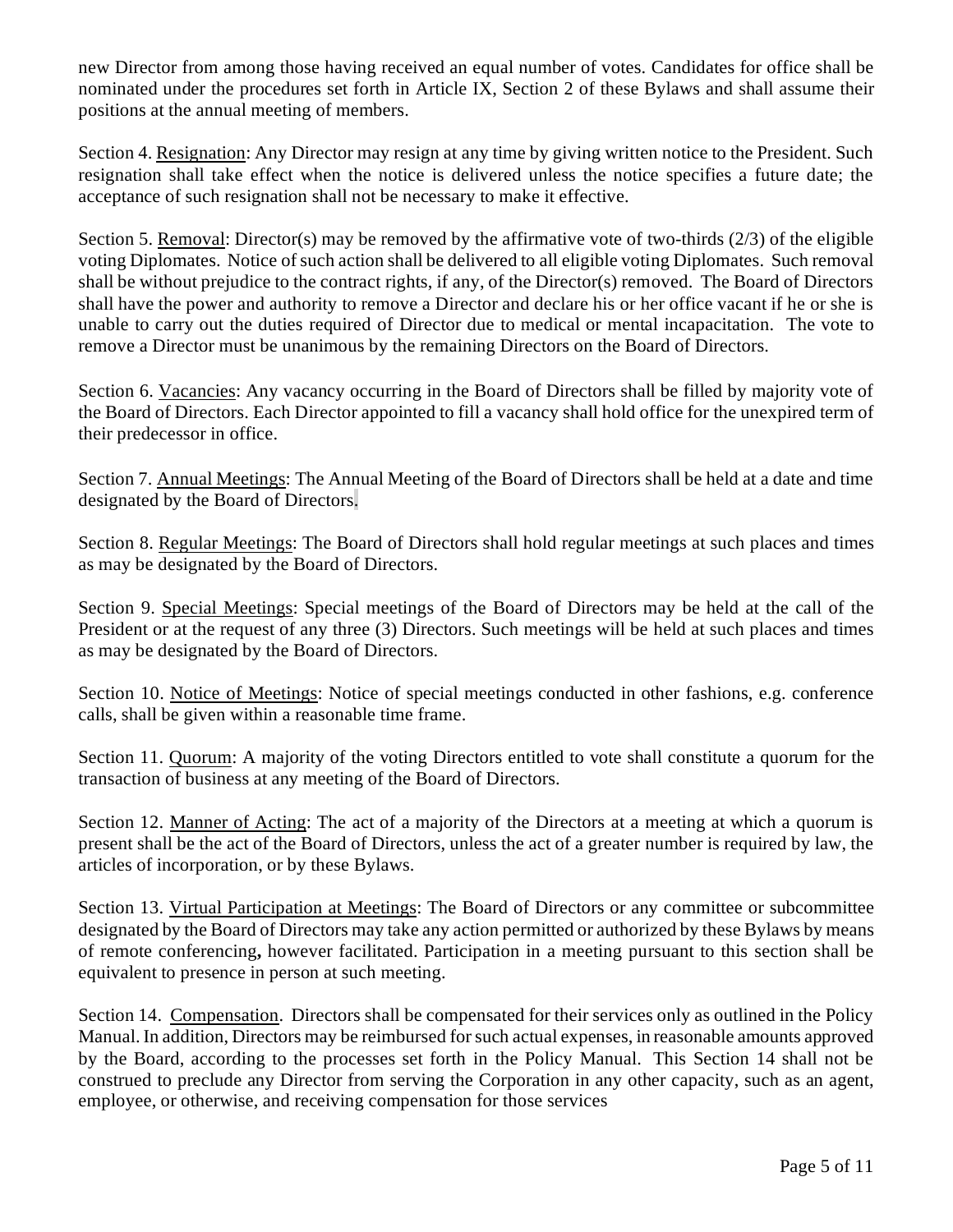new Director from among those having received an equal number of votes. Candidates for office shall be nominated under the procedures set forth in Article IX, Section 2 of these Bylaws and shall assume their positions at the annual meeting of members.

Section 4. Resignation: Any Director may resign at any time by giving written notice to the President. Such resignation shall take effect when the notice is delivered unless the notice specifies a future date; the acceptance of such resignation shall not be necessary to make it effective.

Section 5. Removal: Director(s) may be removed by the affirmative vote of two-thirds (2/3) of the eligible voting Diplomates. Notice of such action shall be delivered to all eligible voting Diplomates. Such removal shall be without prejudice to the contract rights, if any, of the Director(s) removed. The Board of Directors shall have the power and authority to remove a Director and declare his or her office vacant if he or she is unable to carry out the duties required of Director due to medical or mental incapacitation. The vote to remove a Director must be unanimous by the remaining Directors on the Board of Directors.

Section 6. Vacancies: Any vacancy occurring in the Board of Directors shall be filled by majority vote of the Board of Directors. Each Director appointed to fill a vacancy shall hold office for the unexpired term of their predecessor in office.

Section 7. Annual Meetings: The Annual Meeting of the Board of Directors shall be held at a date and time designated by the Board of Directors.

Section 8. Regular Meetings: The Board of Directors shall hold regular meetings at such places and times as may be designated by the Board of Directors.

Section 9. Special Meetings: Special meetings of the Board of Directors may be held at the call of the President or at the request of any three (3) Directors. Such meetings will be held at such places and times as may be designated by the Board of Directors.

Section 10. Notice of Meetings: Notice of special meetings conducted in other fashions, e.g. conference calls, shall be given within a reasonable time frame.

Section 11. Quorum: A majority of the voting Directors entitled to vote shall constitute a quorum for the transaction of business at any meeting of the Board of Directors.

Section 12. Manner of Acting: The act of a majority of the Directors at a meeting at which a quorum is present shall be the act of the Board of Directors, unless the act of a greater number is required by law, the articles of incorporation, or by these Bylaws.

Section 13. Virtual Participation at Meetings: The Board of Directors or any committee or subcommittee designated by the Board of Directors may take any action permitted or authorized by these Bylaws by means of remote conferencing**,** however facilitated. Participation in a meeting pursuant to this section shall be equivalent to presence in person at such meeting.

Section 14. Compensation. Directors shall be compensated for their services only as outlined in the Policy Manual. In addition, Directors may be reimbursed for such actual expenses, in reasonable amounts approved by the Board, according to the processes set forth in the Policy Manual. This Section 14 shall not be construed to preclude any Director from serving the Corporation in any other capacity, such as an agent, employee, or otherwise, and receiving compensation for those services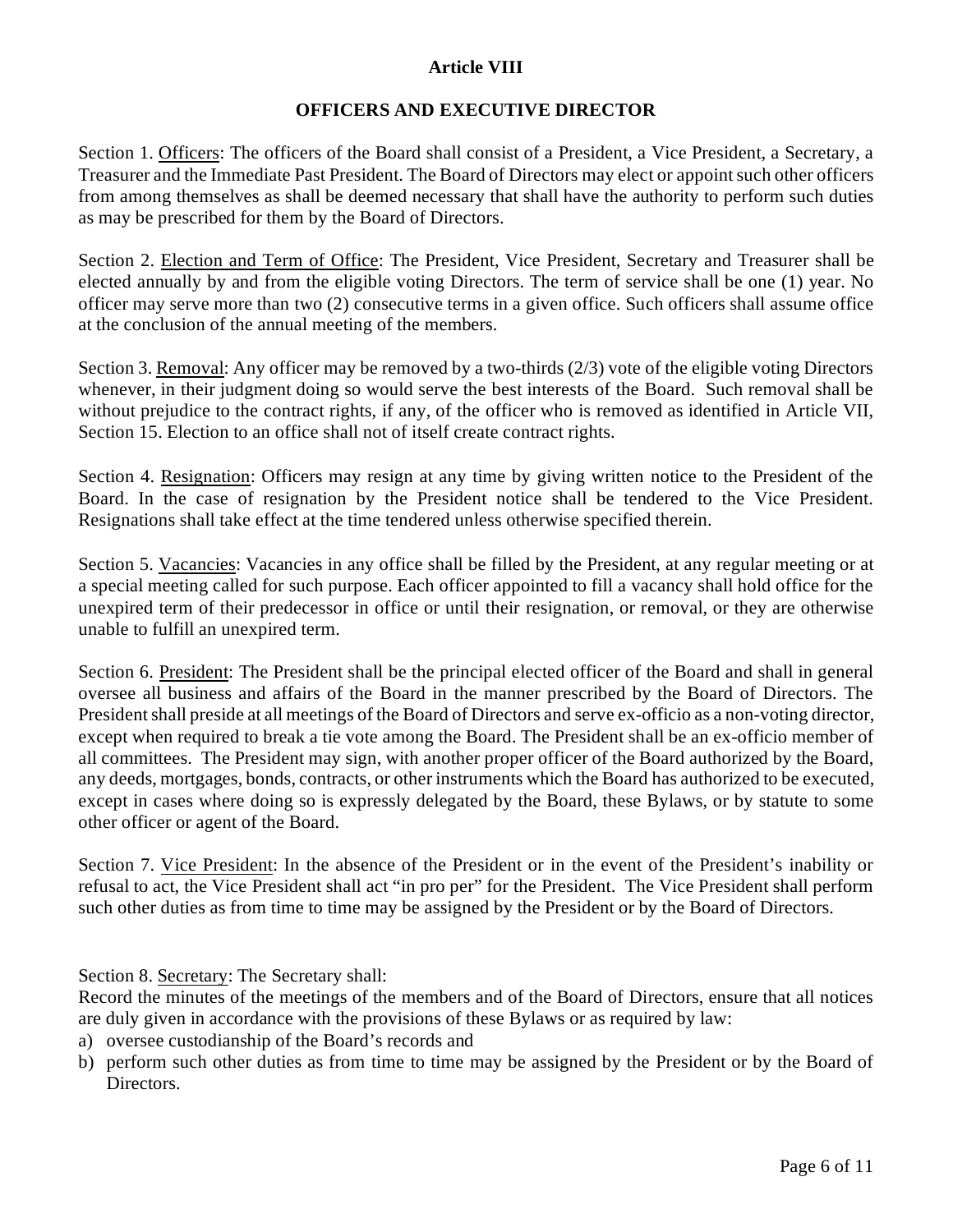## Article VIII

## OFFICERS AND EXECUTIVE DIRECTOR

Section 1. Officers: The officers of the Board shall consist of a President, a Vice President, a Secretary, a Treasurer and the Immediate Past President. The Board of Directors may elect or appoint such other officers from among themselves as shall be deemed necessary that shall have the authority to perform such duties as may be prescribed for them by the Board of Directors.

Section 2. Election and Term of Office: The President, Vice President, Secretary and Treasurer shall be elected annually by and from the eligible voting Directors. The term of service shall be one (1) year. No officer may serve more than two (2) consecutive terms in a given office. Such officers shall assume office at the conclusion of the annual meeting of the members.

Section 3. Removal: Any officer may be removed by a two-thirds (2/3) vote of the eligible voting Directors whenever, in their judgment doing so would serve the best interests of the Board. Such removal shall be without prejudice to the contract rights, if any, of the officer who is removed as identified in Article VII, Section 15. Election to an office shall not of itself create contract rights.

Section 4. Resignation: Officers may resign at any time by giving written notice to the President of the Board. In the case of resignation by the President notice shall be tendered to the Vice President. Resignations shall take effect at the time tendered unless otherwise specified therein.

Section 5. Vacancies: Vacancies in any office shall be filled by the President, at any regular meeting or at a special meeting called for such purpose. Each officer appointed to fill a vacancy shall hold office for the unexpired term of their predecessor in office or until their resignation, or removal, or they are otherwise unable to fulfill an unexpired term.

Section 6. President: The President shall be the principal elected officer of the Board and shall in general oversee all business and affairs of the Board in the manner prescribed by the Board of Directors. The President shall preside at all meetings of the Board of Directors and serve ex-officio as a non-voting director, except when required to break a tie vote among the Board. The President shall be an ex-officio member of all committees. The President may sign, with another proper officer of the Board authorized by the Board, any deeds, mortgages, bonds, contracts, or other instruments which the Board has authorized to be executed, except in cases where doing so is expressly delegated by the Board, these Bylaws, or by statute to some other officer or agent of the Board.

Section 7. Vice President: In the absence of the President or in the event of the President's inability or refusal to act, the Vice President shall act "in pro per" for the President. The Vice President shall perform such other duties as from time to time may be assigned by the President or by the Board of Directors.

Section 8. Secretary: The Secretary shall:
Record the minutes of the meetings of the members and of the Board of Directors, ensure that all notices are duly given in accordance with the provisions of these Bylaws or as required by law:

a) oversee custodianship of the Board's records and
b) perform such other duties as from time to time may be assigned by the President or by the Board of Directors.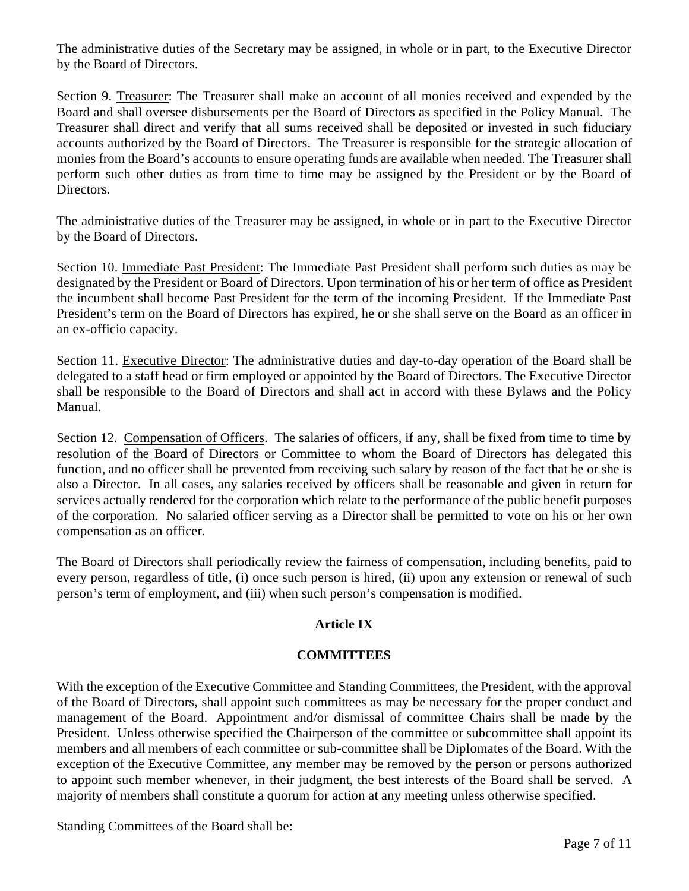The administrative duties of the Secretary may be assigned, in whole or in part, to the Executive Director by the Board of Directors.

Section 9. Treasurer: The Treasurer shall make an account of all monies received and expended by the Board and shall oversee disbursements per the Board of Directors as specified in the Policy Manual. The Treasurer shall direct and verify that all sums received shall be deposited or invested in such fiduciary accounts authorized by the Board of Directors. The Treasurer is responsible for the strategic allocation of monies from the Board's accounts to ensure operating funds are available when needed. The Treasurer shall perform such other duties as from time to time may be assigned by the President or by the Board of Directors.

The administrative duties of the Treasurer may be assigned, in whole or in part to the Executive Director by the Board of Directors.

Section 10. Immediate Past President: The Immediate Past President shall perform such duties as may be designated by the President or Board of Directors. Upon termination of his or her term of office as President the incumbent shall become Past President for the term of the incoming President. If the Immediate Past President's term on the Board of Directors has expired, he or she shall serve on the Board as an officer in an ex-officio capacity.

Section 11. Executive Director: The administrative duties and day-to-day operation of the Board shall be delegated to a staff head or firm employed or appointed by the Board of Directors. The Executive Director shall be responsible to the Board of Directors and shall act in accord with these Bylaws and the Policy Manual.

Section 12. Compensation of Officers. The salaries of officers, if any, shall be fixed from time to time by resolution of the Board of Directors or Committee to whom the Board of Directors has delegated this function, and no officer shall be prevented from receiving such salary by reason of the fact that he or she is also a Director. In all cases, any salaries received by officers shall be reasonable and given in return for services actually rendered for the corporation which relate to the performance of the public benefit purposes of the corporation. No salaried officer serving as a Director shall be permitted to vote on his or her own compensation as an officer.

The Board of Directors shall periodically review the fairness of compensation, including benefits, paid to every person, regardless of title, (i) once such person is hired, (ii) upon any extension or renewal of such person's term of employment, and (iii) when such person's compensation is modified.

## Article IX

## COMMITTEES

With the exception of the Executive Committee and Standing Committees, the President, with the approval of the Board of Directors, shall appoint such committees as may be necessary for the proper conduct and management of the Board. Appointment and/or dismissal of committee Chairs shall be made by the President. Unless otherwise specified the Chairperson of the committee or subcommittee shall appoint its members and all members of each committee or sub-committee shall be Diplomates of the Board. With the exception of the Executive Committee, any member may be removed by the person or persons authorized to appoint such member whenever, in their judgment, the best interests of the Board shall be served. A majority of members shall constitute a quorum for action at any meeting unless otherwise specified.

Standing Committees of the Board shall be: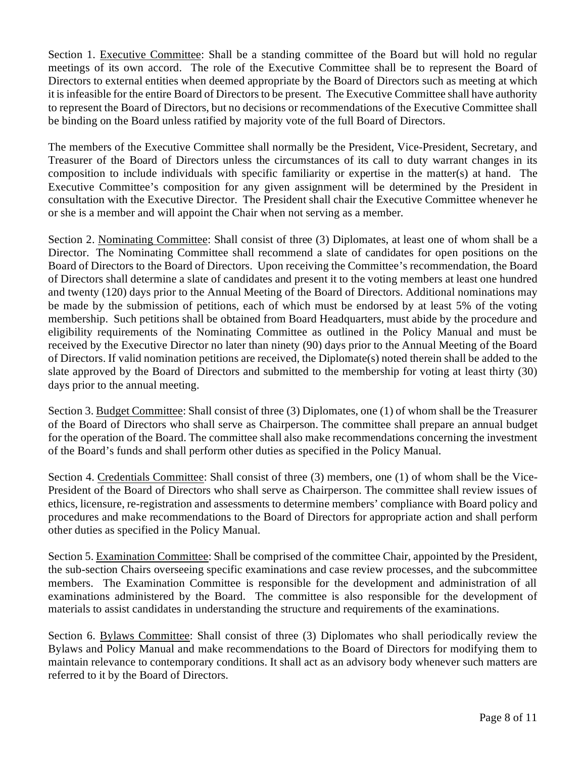Section 1. Executive Committee: Shall be a standing committee of the Board but will hold no regular meetings of its own accord. The role of the Executive Committee shall be to represent the Board of Directors to external entities when deemed appropriate by the Board of Directors such as meeting at which it is infeasible for the entire Board of Directors to be present. The Executive Committee shall have authority to represent the Board of Directors, but no decisions or recommendations of the Executive Committee shall be binding on the Board unless ratified by majority vote of the full Board of Directors.

The members of the Executive Committee shall normally be the President, Vice-President, Secretary, and Treasurer of the Board of Directors unless the circumstances of its call to duty warrant changes in its composition to include individuals with specific familiarity or expertise in the matter(s) at hand. The Executive Committee's composition for any given assignment will be determined by the President in consultation with the Executive Director. The President shall chair the Executive Committee whenever he or she is a member and will appoint the Chair when not serving as a member.

Section 2. Nominating Committee: Shall consist of three (3) Diplomates, at least one of whom shall be a Director. The Nominating Committee shall recommend a slate of candidates for open positions on the Board of Directors to the Board of Directors. Upon receiving the Committee's recommendation, the Board of Directors shall determine a slate of candidates and present it to the voting members at least one hundred and twenty (120) days prior to the Annual Meeting of the Board of Directors. Additional nominations may be made by the submission of petitions, each of which must be endorsed by at least 5% of the voting membership. Such petitions shall be obtained from Board Headquarters, must abide by the procedure and eligibility requirements of the Nominating Committee as outlined in the Policy Manual and must be received by the Executive Director no later than ninety (90) days prior to the Annual Meeting of the Board of Directors. If valid nomination petitions are received, the Diplomate(s) noted therein shall be added to the slate approved by the Board of Directors and submitted to the membership for voting at least thirty (30) days prior to the annual meeting.

Section 3. Budget Committee: Shall consist of three (3) Diplomates, one (1) of whom shall be the Treasurer of the Board of Directors who shall serve as Chairperson. The committee shall prepare an annual budget for the operation of the Board. The committee shall also make recommendations concerning the investment of the Board's funds and shall perform other duties as specified in the Policy Manual.

Section 4. Credentials Committee: Shall consist of three (3) members, one (1) of whom shall be the Vice-President of the Board of Directors who shall serve as Chairperson. The committee shall review issues of ethics, licensure, re-registration and assessments to determine members' compliance with Board policy and procedures and make recommendations to the Board of Directors for appropriate action and shall perform other duties as specified in the Policy Manual.

Section 5. Examination Committee: Shall be comprised of the committee Chair, appointed by the President, the sub-section Chairs overseeing specific examinations and case review processes, and the subcommittee members. The Examination Committee is responsible for the development and administration of all examinations administered by the Board. The committee is also responsible for the development of materials to assist candidates in understanding the structure and requirements of the examinations.

Section 6. Bylaws Committee: Shall consist of three (3) Diplomates who shall periodically review the Bylaws and Policy Manual and make recommendations to the Board of Directors for modifying them to maintain relevance to contemporary conditions. It shall act as an advisory body whenever such matters are referred to it by the Board of Directors.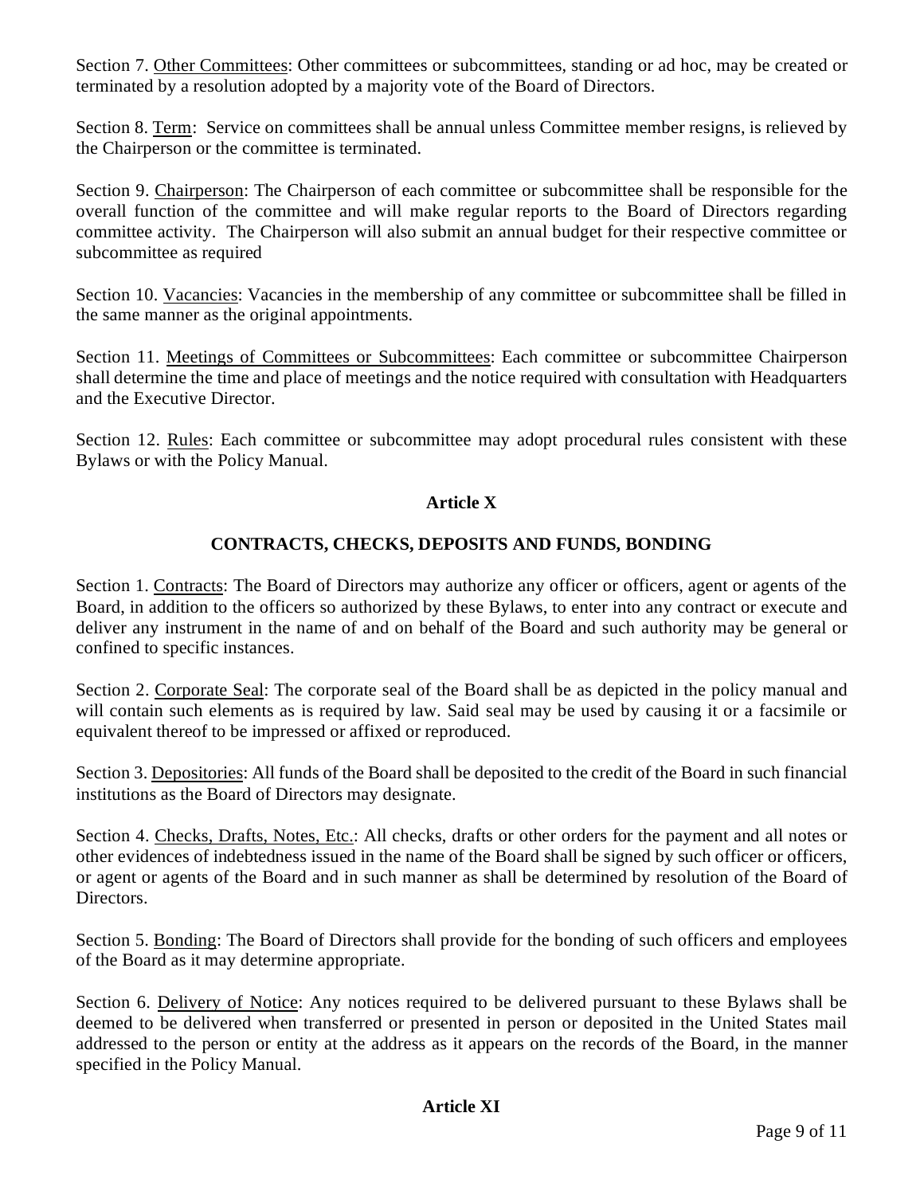Section 7. <u>Other Committees</u>: Other committees or subcommittees, standing or ad hoc, may be created or terminated by a resolution adopted by a majority vote of the Board of Directors.

Section 8. <u>Term</u>: Service on committees shall be annual unless Committee member resigns, is relieved by the Chairperson or the committee is terminated.

Section 9. <u>Chairperson</u>: The Chairperson of each committee or subcommittee shall be responsible for the overall function of the committee and will make regular reports to the Board of Directors regarding committee activity. The Chairperson will also submit an annual budget for their respective committee or subcommittee as required

Section 10. <u>Vacancies</u>: Vacancies in the membership of any committee or subcommittee shall be filled in the same manner as the original appointments.

Section 11. <u>Meetings of Committees or Subcommittees</u>: Each committee or subcommittee Chairperson shall determine the time and place of meetings and the notice required with consultation with Headquarters and the Executive Director.

Section 12. <u>Rules</u>: Each committee or subcommittee may adopt procedural rules consistent with these Bylaws or with the Policy Manual.

## Article X

## CONTRACTS, CHECKS, DEPOSITS AND FUNDS, BONDING

Section 1. <u>Contracts</u>: The Board of Directors may authorize any officer or officers, agent or agents of the Board, in addition to the officers so authorized by these Bylaws, to enter into any contract or execute and deliver any instrument in the name of and on behalf of the Board and such authority may be general or confined to specific instances.

Section 2. <u>Corporate Seal</u>: The corporate seal of the Board shall be as depicted in the policy manual and will contain such elements as is required by law. Said seal may be used by causing it or a facsimile or equivalent thereof to be impressed or affixed or reproduced.

Section 3. <u>Depositories</u>: All funds of the Board shall be deposited to the credit of the Board in such financial institutions as the Board of Directors may designate.

Section 4. <u>Checks, Drafts, Notes, Etc.</u>: All checks, drafts or other orders for the payment and all notes or other evidences of indebtedness issued in the name of the Board shall be signed by such officer or officers, or agent or agents of the Board and in such manner as shall be determined by resolution of the Board of Directors.

Section 5. <u>Bonding</u>: The Board of Directors shall provide for the bonding of such officers and employees of the Board as it may determine appropriate.

Section 6. <u>Delivery of Notice</u>: Any notices required to be delivered pursuant to these Bylaws shall be deemed to be delivered when transferred or presented in person or deposited in the United States mail addressed to the person or entity at the address as it appears on the records of the Board, in the manner specified in the Policy Manual.

## Article XI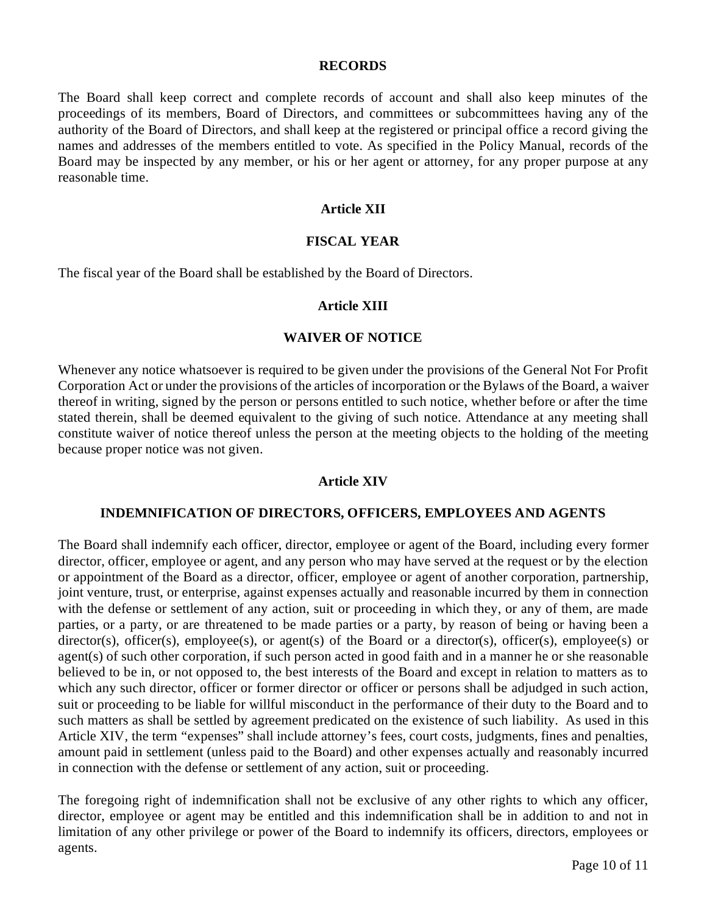## RECORDS

The Board shall keep correct and complete records of account and shall also keep minutes of the proceedings of its members, Board of Directors, and committees or subcommittees having any of the authority of the Board of Directors, and shall keep at the registered or principal office a record giving the names and addresses of the members entitled to vote. As specified in the Policy Manual, records of the Board may be inspected by any member, or his or her agent or attorney, for any proper purpose at any reasonable time.

## Article XII

## FISCAL YEAR

The fiscal year of the Board shall be established by the Board of Directors.

## Article XIII

## WAIVER OF NOTICE

Whenever any notice whatsoever is required to be given under the provisions of the General Not For Profit Corporation Act or under the provisions of the articles of incorporation or the Bylaws of the Board, a waiver thereof in writing, signed by the person or persons entitled to such notice, whether before or after the time stated therein, shall be deemed equivalent to the giving of such notice. Attendance at any meeting shall constitute waiver of notice thereof unless the person at the meeting objects to the holding of the meeting because proper notice was not given.

## Article XIV

## INDEMNIFICATION OF DIRECTORS, OFFICERS, EMPLOYEES AND AGENTS

The Board shall indemnify each officer, director, employee or agent of the Board, including every former director, officer, employee or agent, and any person who may have served at the request or by the election or appointment of the Board as a director, officer, employee or agent of another corporation, partnership, joint venture, trust, or enterprise, against expenses actually and reasonable incurred by them in connection with the defense or settlement of any action, suit or proceeding in which they, or any of them, are made parties, or a party, or are threatened to be made parties or a party, by reason of being or having been a director(s), officer(s), employee(s), or agent(s) of the Board or a director(s), officer(s), employee(s) or agent(s) of such other corporation, if such person acted in good faith and in a manner he or she reasonable believed to be in, or not opposed to, the best interests of the Board and except in relation to matters as to which any such director, officer or former director or officer or persons shall be adjudged in such action, suit or proceeding to be liable for willful misconduct in the performance of their duty to the Board and to such matters as shall be settled by agreement predicated on the existence of such liability. As used in this Article XIV, the term "expenses" shall include attorney's fees, court costs, judgments, fines and penalties, amount paid in settlement (unless paid to the Board) and other expenses actually and reasonably incurred in connection with the defense or settlement of any action, suit or proceeding.

The foregoing right of indemnification shall not be exclusive of any other rights to which any officer, director, employee or agent may be entitled and this indemnification shall be in addition to and not in limitation of any other privilege or power of the Board to indemnify its officers, directors, employees or agents.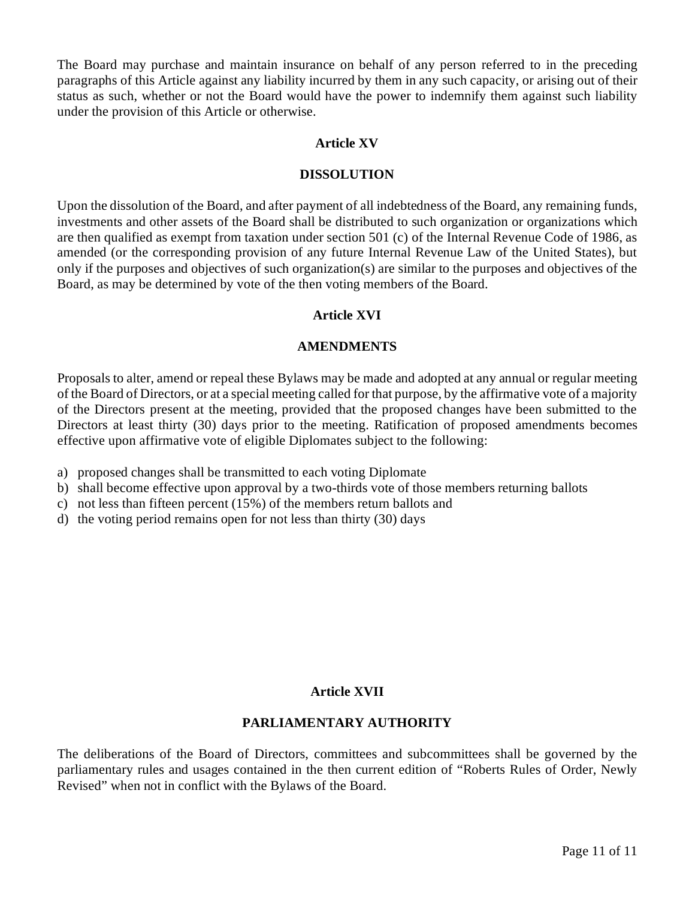The Board may purchase and maintain insurance on behalf of any person referred to in the preceding paragraphs of this Article against any liability incurred by them in any such capacity, or arising out of their status as such, whether or not the Board would have the power to indemnify them against such liability under the provision of this Article or otherwise.

## Article XV

## DISSOLUTION

Upon the dissolution of the Board, and after payment of all indebtedness of the Board, any remaining funds, investments and other assets of the Board shall be distributed to such organization or organizations which are then qualified as exempt from taxation under section 501 (c) of the Internal Revenue Code of 1986, as amended (or the corresponding provision of any future Internal Revenue Law of the United States), but only if the purposes and objectives of such organization(s) are similar to the purposes and objectives of the Board, as may be determined by vote of the then voting members of the Board.

## Article XVI

## AMENDMENTS

Proposals to alter, amend or repeal these Bylaws may be made and adopted at any annual or regular meeting of the Board of Directors, or at a special meeting called for that purpose, by the affirmative vote of a majority of the Directors present at the meeting, provided that the proposed changes have been submitted to the Directors at least thirty (30) days prior to the meeting. Ratification of proposed amendments becomes effective upon affirmative vote of eligible Diplomates subject to the following:

a) proposed changes shall be transmitted to each voting Diplomate
b) shall become effective upon approval by a two-thirds vote of those members returning ballots
c) not less than fifteen percent (15%) of the members return ballots and
d) the voting period remains open for not less than thirty (30) days

## Article XVII

## PARLIAMENTARY AUTHORITY

The deliberations of the Board of Directors, committees and subcommittees shall be governed by the parliamentary rules and usages contained in the then current edition of "Roberts Rules of Order, Newly Revised" when not in conflict with the Bylaws of the Board.